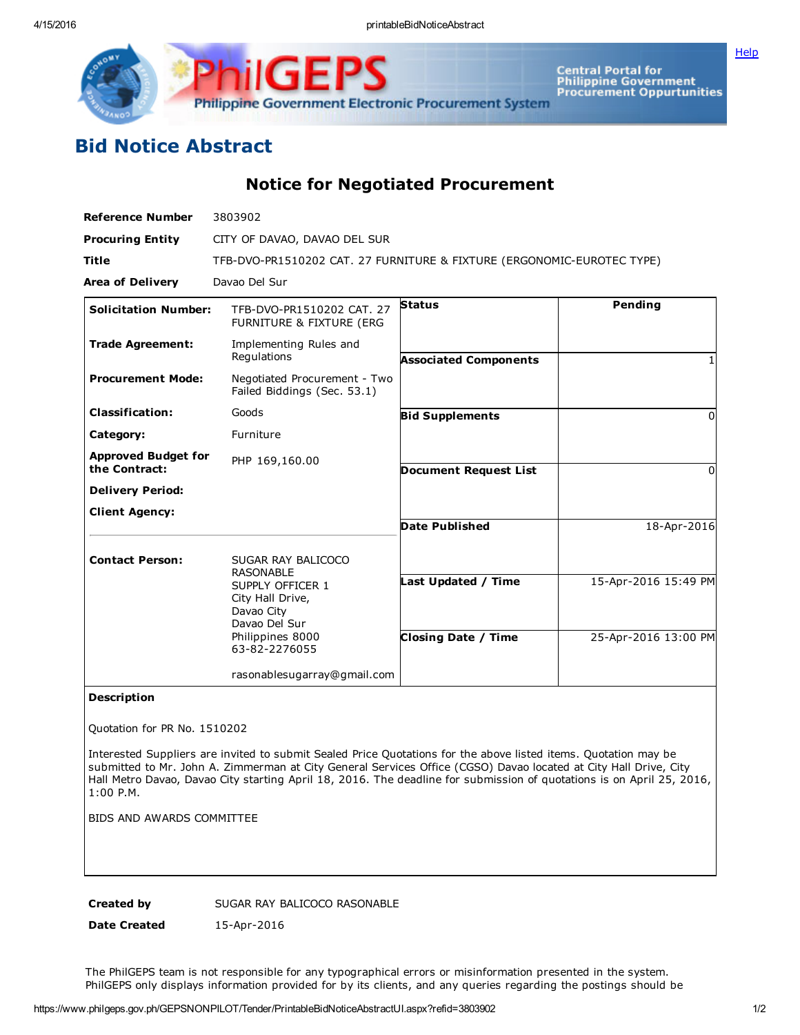# Bid Notice Abstract

## Notice for Negotiated Procurement

**Reference Number** 3803902

**Procuring Entity** CITY OF DAVAO, DAVAO DEL SUR

**Title** TFB-DVO-PR1510202 CAT. 27 FURNITURE & FIXTURE (ERGONOMIC-EUROTEC TYPE)

**Area of Delivery** Davao Del Sur

| | | | |
|---|---|---|---|
| **Solicitation Number:** | TFB-DVO-PR1510202 CAT. 27 FURNITURE & FIXTURE (ERG | **Status** | Pending |
| **Trade Agreement:** | Implementing Rules and Regulations | **Associated Components** | 1 |
| **Procurement Mode:** | Negotiated Procurement - Two Failed Biddings (Sec. 53.1) | **Bid Supplements** | 0 |
| **Classification:** | Goods | **Document Request List** | 0 |
| **Category:** | Furniture | **Date Published** | 18-Apr-2016 |
| **Approved Budget for the Contract:** | PHP 169,160.00 | **Last Updated / Time** | 15-Apr-2016 15:49 PM |
| **Delivery Period:** | | **Closing Date / Time** | 25-Apr-2016 13:00 PM |
| **Client Agency:** | | | |
| **Contact Person:** | SUGAR RAY BALICOCO RASONABLE<br>SUPPLY OFFICER 1<br>City Hall Drive,<br>Davao City<br>Davao Del Sur<br>Philippines 8000<br>63-82-2276055<br><br>rasonablesugarray@gmail.com | | |

**Description**

Quotation for PR No. 1510202

Interested Suppliers are invited to submit Sealed Price Quotations for the above listed items. Quotation may be submitted to Mr. John A. Zimmerman at City General Services Office (CGSO) Davao located at City Hall Drive, City Hall Metro Davao, Davao City starting April 18, 2016. The deadline for submission of quotations is on April 25, 2016, 1:00 P.M.

BIDS AND AWARDS COMMITTEE

**Created by** SUGAR RAY BALICOCO RASONABLE

**Date Created** 15-Apr-2016

The PhilGEPS team is not responsible for any typographical errors or misinformation presented in the system. PhilGEPS only displays information provided for by its clients, and any queries regarding the postings should be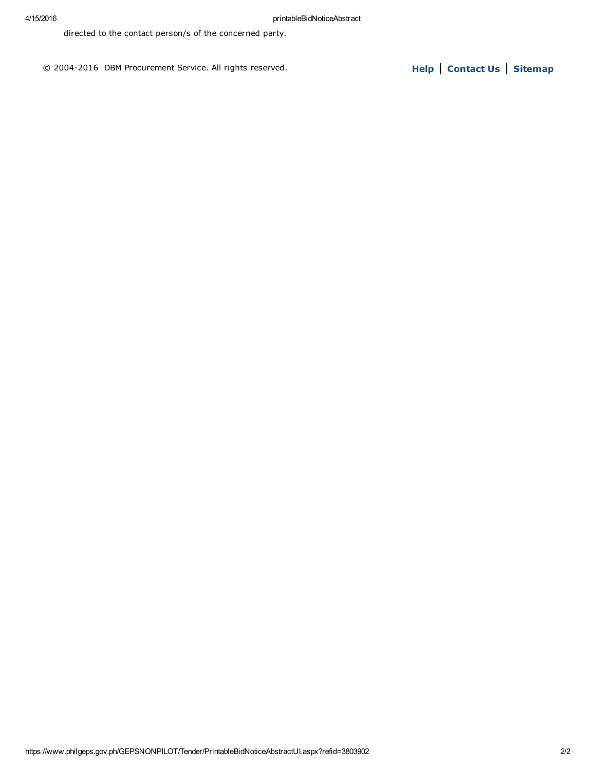directed to the contact person/s of the concerned party.

© 2004-2016 DBM Procurement Service. All rights reserved.

**Help** | **Contact Us** | **Sitemap**